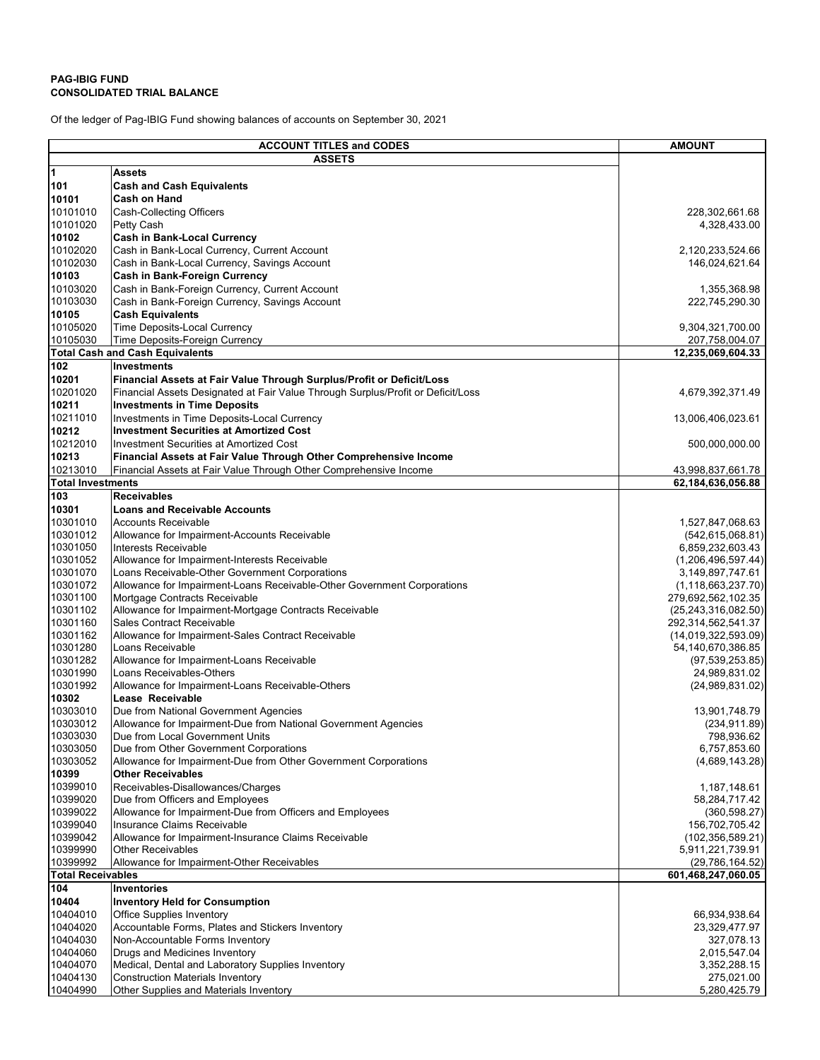**PAG-IBIG FUND**
**CONSOLIDATED TRIAL BALANCE**

Of the ledger of Pag-IBIG Fund showing balances of accounts on September 30, 2021

| ACCOUNT TITLES and CODES | | AMOUNT |
|---|---|---|
| **ASSETS** | | |
| **1** | **Assets** | |
| **101** | **Cash and Cash Equivalents** | |
| **10101** | **Cash on Hand** | |
| 10101010 | Cash-Collecting Officers | 228,302,661.68 |
| 10101020 | Petty Cash | 4,328,433.00 |
| **10102** | **Cash in Bank-Local Currency** | |
| 10102020 | Cash in Bank-Local Currency, Current Account | 2,120,233,524.66 |
| 10102030 | Cash in Bank-Local Currency, Savings Account | 146,024,621.64 |
| **10103** | **Cash in Bank-Foreign Currency** | |
| 10103020 | Cash in Bank-Foreign Currency, Current Account | 1,355,368.98 |
| 10103030 | Cash in Bank-Foreign Currency, Savings Account | 222,745,290.30 |
| **10105** | **Cash Equivalents** | |
| 10105020 | Time Deposits-Local Currency | 9,304,321,700.00 |
| 10105030 | Time Deposits-Foreign Currency | 207,758,004.07 |
| **Total Cash and Cash Equivalents** | | **12,235,069,604.33** |
| **102** | **Investments** | |
| **10201** | **Financial Assets at Fair Value Through Surplus/Profit or Deficit/Loss** | |
| 10201020 | Financial Assets Designated at Fair Value Through Surplus/Profit or Deficit/Loss | 4,679,392,371.49 |
| **10211** | **Investments in Time Deposits** | |
| 10211010 | Investments in Time Deposits-Local Currency | 13,006,406,023.61 |
| **10212** | **Investment Securities at Amortized Cost** | |
| 10212010 | Investment Securities at Amortized Cost | 500,000,000.00 |
| **10213** | **Financial Assets at Fair Value Through Other Comprehensive Income** | |
| 10213010 | Financial Assets at Fair Value Through Other Comprehensive Income | 43,998,837,661.78 |
| **Total Investments** | | **62,184,636,056.88** |
| **103** | **Receivables** | |
| **10301** | **Loans and Receivable Accounts** | |
| 10301010 | Accounts Receivable | 1,527,847,068.63 |
| 10301012 | Allowance for Impairment-Accounts Receivable | (542,615,068.81) |
| 10301050 | Interests Receivable | 6,859,232,603.43 |
| 10301052 | Allowance for Impairment-Interests Receivable | (1,206,496,597.44) |
| 10301070 | Loans Receivable-Other Government Corporations | 3,149,897,747.61 |
| 10301072 | Allowance for Impairment-Loans Receivable-Other Government Corporations | (1,118,663,237.70) |
| 10301100 | Mortgage Contracts Receivable | 279,692,562,102.35 |
| 10301102 | Allowance for Impairment-Mortgage Contracts Receivable | (25,243,316,082.50) |
| 10301160 | Sales Contract Receivable | 292,314,562,541.37 |
| 10301162 | Allowance for Impairment-Sales Contract Receivable | (14,019,322,593.09) |
| 10301280 | Loans Receivable | 54,140,670,386.85 |
| 10301282 | Allowance for Impairment-Loans Receivable | (97,539,253.85) |
| 10301990 | Loans Receivables-Others | 24,989,831.02 |
| 10301992 | Allowance for Impairment-Loans Receivable-Others | (24,989,831.02) |
| **10302** | **Lease Receivable** | |
| 10303010 | Due from National Government Agencies | 13,901,748.79 |
| 10303012 | Allowance for Impairment-Due from National Government Agencies | (234,911.89) |
| 10303030 | Due from Local Government Units | 798,936.62 |
| 10303050 | Due from Other Government Corporations | 6,757,853.60 |
| 10303052 | Allowance for Impairment-Due from Other Government Corporations | (4,689,143.28) |
| **10399** | **Other Receivables** | |
| 10399010 | Receivables-Disallowances/Charges | 1,187,148.61 |
| 10399020 | Due from Officers and Employees | 58,284,717.42 |
| 10399022 | Allowance for Impairment-Due from Officers and Employees | (360,598.27) |
| 10399040 | Insurance Claims Receivable | 156,702,705.42 |
| 10399042 | Allowance for Impairment-Insurance Claims Receivable | (102,356,589.21) |
| 10399990 | Other Receivables | 5,911,221,739.91 |
| 10399992 | Allowance for Impairment-Other Receivables | (29,786,164.52) |
| **Total Receivables** | | **601,468,247,060.05** |
| **104** | **Inventories** | |
| **10404** | **Inventory Held for Consumption** | |
| 10404010 | Office Supplies Inventory | 66,934,938.64 |
| 10404020 | Accountable Forms, Plates and Stickers Inventory | 23,329,477.97 |
| 10404030 | Non-Accountable Forms Inventory | 327,078.13 |
| 10404060 | Drugs and Medicines Inventory | 2,015,547.04 |
| 10404070 | Medical, Dental and Laboratory Supplies Inventory | 3,352,288.15 |
| 10404130 | Construction Materials Inventory | 275,021.00 |
| 10404990 | Other Supplies and Materials Inventory | 5,280,425.79 |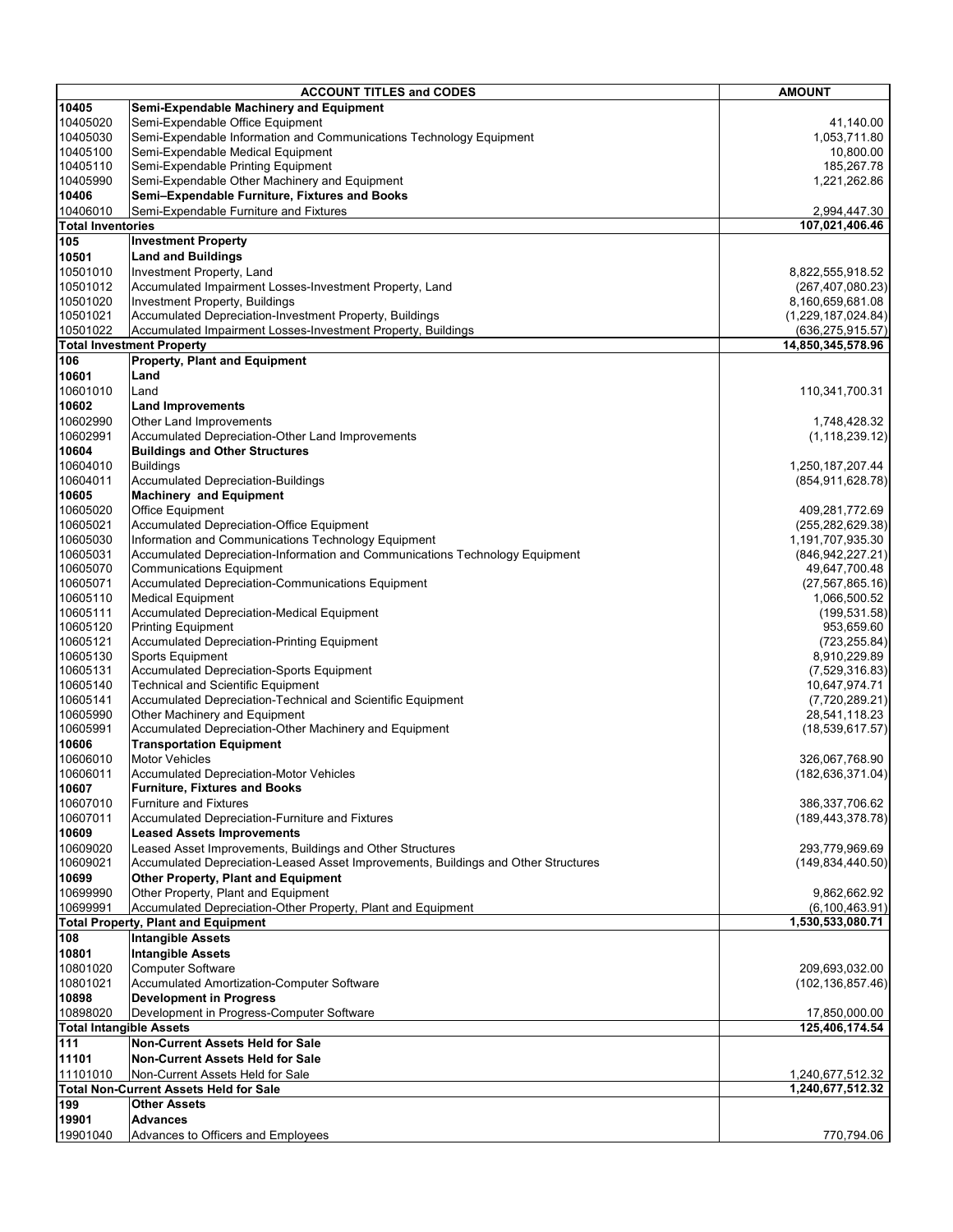| ACCOUNT TITLES and CODES | | AMOUNT |
|---|---|---|
| **10405** | **Semi-Expendable Machinery and Equipment** | |
| 10405020 | Semi-Expendable Office Equipment | 41,140.00 |
| 10405030 | Semi-Expendable Information and Communications Technology Equipment | 1,053,711.80 |
| 10405100 | Semi-Expendable Medical Equipment | 10,800.00 |
| 10405110 | Semi-Expendable Printing Equipment | 185,267.78 |
| 10405990 | Semi-Expendable Other Machinery and Equipment | 1,221,262.86 |
| **10406** | **Semi–Expendable Furniture, Fixtures and Books** | |
| 10406010 | Semi-Expendable Furniture and Fixtures | 2,994,447.30 |
| **Total Inventories** | | **107,021,406.46** |
| **105** | **Investment Property** | |
| **10501** | **Land and Buildings** | |
| 10501010 | Investment Property, Land | 8,822,555,918.52 |
| 10501012 | Accumulated Impairment Losses-Investment Property, Land | (267,407,080.23) |
| 10501020 | Investment Property, Buildings | 8,160,659,681.08 |
| 10501021 | Accumulated Depreciation-Investment Property, Buildings | (1,229,187,024.84) |
| 10501022 | Accumulated Impairment Losses-Investment Property, Buildings | (636,275,915.57) |
| **Total Investment Property** | | **14,850,345,578.96** |
| **106** | **Property, Plant and Equipment** | |
| **10601** | **Land** | |
| 10601010 | Land | 110,341,700.31 |
| **10602** | **Land Improvements** | |
| 10602990 | Other Land Improvements | 1,748,428.32 |
| 10602991 | Accumulated Depreciation-Other Land Improvements | (1,118,239.12) |
| **10604** | **Buildings and Other Structures** | |
| 10604010 | Buildings | 1,250,187,207.44 |
| 10604011 | Accumulated Depreciation-Buildings | (854,911,628.78) |
| **10605** | **Machinery and Equipment** | |
| 10605020 | Office Equipment | 409,281,772.69 |
| 10605021 | Accumulated Depreciation-Office Equipment | (255,282,629.38) |
| 10605030 | Information and Communications Technology Equipment | 1,191,707,935.30 |
| 10605031 | Accumulated Depreciation-Information and Communications Technology Equipment | (846,942,227.21) |
| 10605070 | Communications Equipment | 49,647,700.48 |
| 10605071 | Accumulated Depreciation-Communications Equipment | (27,567,865.16) |
| 10605110 | Medical Equipment | 1,066,500.52 |
| 10605111 | Accumulated Depreciation-Medical Equipment | (199,531.58) |
| 10605120 | Printing Equipment | 953,659.60 |
| 10605121 | Accumulated Depreciation-Printing Equipment | (723,255.84) |
| 10605130 | Sports Equipment | 8,910,229.89 |
| 10605131 | Accumulated Depreciation-Sports Equipment | (7,529,316.83) |
| 10605140 | Technical and Scientific Equipment | 10,647,974.71 |
| 10605141 | Accumulated Depreciation-Technical and Scientific Equipment | (7,720,289.21) |
| 10605990 | Other Machinery and Equipment | 28,541,118.23 |
| 10605991 | Accumulated Depreciation-Other Machinery and Equipment | (18,539,617.57) |
| **10606** | **Transportation Equipment** | |
| 10606010 | Motor Vehicles | 326,067,768.90 |
| 10606011 | Accumulated Depreciation-Motor Vehicles | (182,636,371.04) |
| **10607** | **Furniture, Fixtures and Books** | |
| 10607010 | Furniture and Fixtures | 386,337,706.62 |
| 10607011 | Accumulated Depreciation-Furniture and Fixtures | (189,443,378.78) |
| **10609** | **Leased Assets Improvements** | |
| 10609020 | Leased Asset Improvements, Buildings and Other Structures | 293,779,969.69 |
| 10609021 | Accumulated Depreciation-Leased Asset Improvements, Buildings and Other Structures | (149,834,440.50) |
| **10699** | **Other Property, Plant and Equipment** | |
| 10699990 | Other Property, Plant and Equipment | 9,862,662.92 |
| 10699991 | Accumulated Depreciation-Other Property, Plant and Equipment | (6,100,463.91) |
| **Total Property, Plant and Equipment** | | **1,530,533,080.71** |
| **108** | **Intangible Assets** | |
| **10801** | **Intangible Assets** | |
| 10801020 | Computer Software | 209,693,032.00 |
| 10801021 | Accumulated Amortization-Computer Software | (102,136,857.46) |
| **10898** | **Development in Progress** | |
| 10898020 | Development in Progress-Computer Software | 17,850,000.00 |
| **Total Intangible Assets** | | **125,406,174.54** |
| **111** | **Non-Current Assets Held for Sale** | |
| **11101** | **Non-Current Assets Held for Sale** | |
| 11101010 | Non-Current Assets Held for Sale | 1,240,677,512.32 |
| **Total Non-Current Assets Held for Sale** | | **1,240,677,512.32** |
| **199** | **Other Assets** | |
| **19901** | **Advances** | |
| 19901040 | Advances to Officers and Employees | 770,794.06 |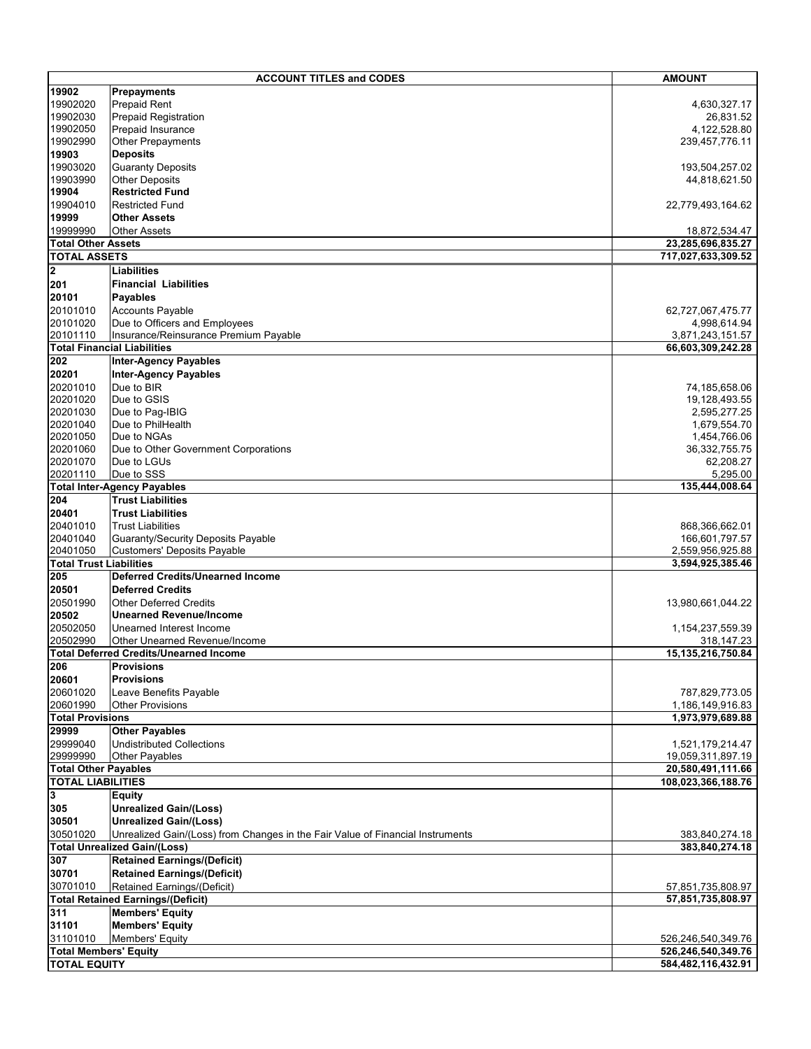| ACCOUNT TITLES and CODES | | AMOUNT |
|---|---|---|
| **19902** | **Prepayments** | |
| 19902020 | Prepaid Rent | 4,630,327.17 |
| 19902030 | Prepaid Registration | 26,831.52 |
| 19902050 | Prepaid Insurance | 4,122,528.80 |
| 19902990 | Other Prepayments | 239,457,776.11 |
| **19903** | **Deposits** | |
| 19903020 | Guaranty Deposits | 193,504,257.02 |
| 19903990 | Other Deposits | 44,818,621.50 |
| **19904** | **Restricted Fund** | |
| 19904010 | Restricted Fund | 22,779,493,164.62 |
| **19999** | **Other Assets** | |
| 19999990 | Other Assets | 18,872,534.47 |
| **Total Other Assets** | | **23,285,696,835.27** |
| **TOTAL ASSETS** | | **717,027,633,309.52** |
| **2** | **Liabilities** | |
| **201** | **Financial Liabilities** | |
| **20101** | **Payables** | |
| 20101010 | Accounts Payable | 62,727,067,475.77 |
| 20101020 | Due to Officers and Employees | 4,998,614.94 |
| 20101110 | Insurance/Reinsurance Premium Payable | 3,871,243,151.57 |
| **Total Financial Liabilities** | | **66,603,309,242.28** |
| **202** | **Inter-Agency Payables** | |
| **20201** | **Inter-Agency Payables** | |
| 20201010 | Due to BIR | 74,185,658.06 |
| 20201020 | Due to GSIS | 19,128,493.55 |
| 20201030 | Due to Pag-IBIG | 2,595,277.25 |
| 20201040 | Due to PhilHealth | 1,679,554.70 |
| 20201050 | Due to NGAs | 1,454,766.06 |
| 20201060 | Due to Other Government Corporations | 36,332,755.75 |
| 20201070 | Due to LGUs | 62,208.27 |
| 20201110 | Due to SSS | 5,295.00 |
| **Total Inter-Agency Payables** | | **135,444,008.64** |
| **204** | **Trust Liabilities** | |
| **20401** | **Trust Liabilities** | |
| 20401010 | Trust Liabilities | 868,366,662.01 |
| 20401040 | Guaranty/Security Deposits Payable | 166,601,797.57 |
| 20401050 | Customers' Deposits Payable | 2,559,956,925.88 |
| **Total Trust Liabilities** | | **3,594,925,385.46** |
| **205** | **Deferred Credits/Unearned Income** | |
| **20501** | **Deferred Credits** | |
| 20501990 | Other Deferred Credits | 13,980,661,044.22 |
| **20502** | **Unearned Revenue/Income** | |
| 20502050 | Unearned Interest Income | 1,154,237,559.39 |
| 20502990 | Other Unearned Revenue/Income | 318,147.23 |
| **Total Deferred Credits/Unearned Income** | | **15,135,216,750.84** |
| **206** | **Provisions** | |
| **20601** | **Provisions** | |
| 20601020 | Leave Benefits Payable | 787,829,773.05 |
| 20601990 | Other Provisions | 1,186,149,916.83 |
| **Total Provisions** | | **1,973,979,689.88** |
| **29999** | **Other Payables** | |
| 29999040 | Undistributed Collections | 1,521,179,214.47 |
| 29999990 | Other Payables | 19,059,311,897.19 |
| **Total Other Payables** | | **20,580,491,111.66** |
| **TOTAL LIABILITIES** | | **108,023,366,188.76** |
| **3** | **Equity** | |
| **305** | **Unrealized Gain/(Loss)** | |
| **30501** | **Unrealized Gain/(Loss)** | |
| 30501020 | Unrealized Gain/(Loss) from Changes in the Fair Value of Financial Instruments | 383,840,274.18 |
| **Total Unrealized Gain/(Loss)** | | **383,840,274.18** |
| **307** | **Retained Earnings/(Deficit)** | |
| **30701** | **Retained Earnings/(Deficit)** | |
| 30701010 | Retained Earnings/(Deficit) | 57,851,735,808.97 |
| **Total Retained Earnings/(Deficit)** | | **57,851,735,808.97** |
| **311** | **Members' Equity** | |
| **31101** | **Members' Equity** | |
| 31101010 | Members' Equity | 526,246,540,349.76 |
| **Total Members' Equity** | | **526,246,540,349.76** |
| **TOTAL EQUITY** | | **584,482,116,432.91** |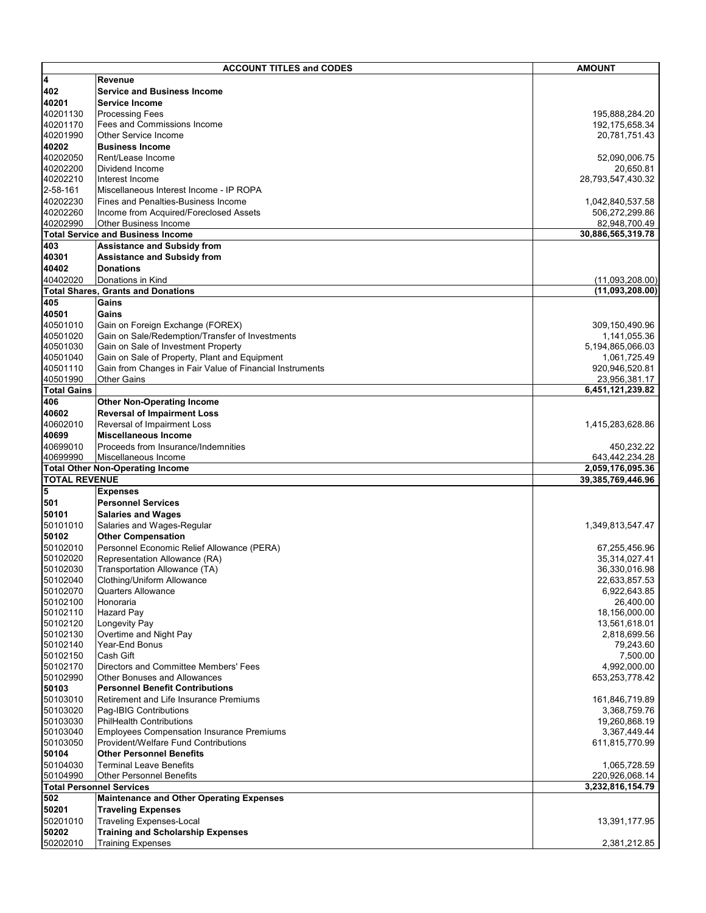| ACCOUNT TITLES and CODES | | AMOUNT |
|---|---|---|
| **4** | **Revenue** | |
| **402** | **Service and Business Income** | |
| **40201** | **Service Income** | |
| 40201130 | Processing Fees | 195,888,284.20 |
| 40201170 | Fees and Commissions Income | 192,175,658.34 |
| 40201990 | Other Service Income | 20,781,751.43 |
| **40202** | **Business Income** | |
| 40202050 | Rent/Lease Income | 52,090,006.75 |
| 40202200 | Dividend Income | 20,650.81 |
| 40202210 | Interest Income | 28,793,547,430.32 |
| 2-58-161 | Miscellaneous Interest Income - IP ROPA | |
| 40202230 | Fines and Penalties-Business Income | 1,042,840,537.58 |
| 40202260 | Income from Acquired/Foreclosed Assets | 506,272,299.86 |
| 40202990 | Other Business Income | 82,948,700.49 |
| **Total Service and Business Income** | | **30,886,565,319.78** |
| **403** | **Assistance and Subsidy from** | |
| **40301** | **Assistance and Subsidy from** | |
| **40402** | **Donations** | |
| 40402020 | Donations in Kind | (11,093,208.00) |
| **Total Shares, Grants and Donations** | | **(11,093,208.00)** |
| **405** | **Gains** | |
| **40501** | **Gains** | |
| 40501010 | Gain on Foreign Exchange (FOREX) | 309,150,490.96 |
| 40501020 | Gain on Sale/Redemption/Transfer of Investments | 1,141,055.36 |
| 40501030 | Gain on Sale of Investment Property | 5,194,865,066.03 |
| 40501040 | Gain on Sale of Property, Plant and Equipment | 1,061,725.49 |
| 40501110 | Gain from Changes in Fair Value of Financial Instruments | 920,946,520.81 |
| 40501990 | Other Gains | 23,956,381.17 |
| **Total Gains** | | **6,451,121,239.82** |
| **406** | **Other Non-Operating Income** | |
| **40602** | **Reversal of Impairment Loss** | |
| 40602010 | Reversal of Impairment Loss | 1,415,283,628.86 |
| **40699** | **Miscellaneous Income** | |
| 40699010 | Proceeds from Insurance/Indemnities | 450,232.22 |
| 40699990 | Miscellaneous Income | 643,442,234.28 |
| **Total Other Non-Operating Income** | | **2,059,176,095.36** |
| **TOTAL REVENUE** | | **39,385,769,446.96** |
| **5** | **Expenses** | |
| **501** | **Personnel Services** | |
| **50101** | **Salaries and Wages** | |
| 50101010 | Salaries and Wages-Regular | 1,349,813,547.47 |
| **50102** | **Other Compensation** | |
| 50102010 | Personnel Economic Relief Allowance (PERA) | 67,255,456.96 |
| 50102020 | Representation Allowance (RA) | 35,314,027.41 |
| 50102030 | Transportation Allowance (TA) | 36,330,016.98 |
| 50102040 | Clothing/Uniform Allowance | 22,633,857.53 |
| 50102070 | Quarters Allowance | 6,922,643.85 |
| 50102100 | Honoraria | 26,400.00 |
| 50102110 | Hazard Pay | 18,156,000.00 |
| 50102120 | Longevity Pay | 13,561,618.01 |
| 50102130 | Overtime and Night Pay | 2,818,699.56 |
| 50102140 | Year-End Bonus | 79,243.60 |
| 50102150 | Cash Gift | 7,500.00 |
| 50102170 | Directors and Committee Members' Fees | 4,992,000.00 |
| 50102990 | Other Bonuses and Allowances | 653,253,778.42 |
| **50103** | **Personnel Benefit Contributions** | |
| 50103010 | Retirement and Life Insurance Premiums | 161,846,719.89 |
| 50103020 | Pag-IBIG Contributions | 3,368,759.76 |
| 50103030 | PhilHealth Contributions | 19,260,868.19 |
| 50103040 | Employees Compensation Insurance Premiums | 3,367,449.44 |
| 50103050 | Provident/Welfare Fund Contributions | 611,815,770.99 |
| **50104** | **Other Personnel Benefits** | |
| 50104030 | Terminal Leave Benefits | 1,065,728.59 |
| 50104990 | Other Personnel Benefits | 220,926,068.14 |
| **Total Personnel Services** | | **3,232,816,154.79** |
| **502** | **Maintenance and Other Operating Expenses** | |
| **50201** | **Traveling Expenses** | |
| 50201010 | Traveling Expenses-Local | 13,391,177.95 |
| **50202** | **Training and Scholarship Expenses** | |
| 50202010 | Training Expenses | 2,381,212.85 |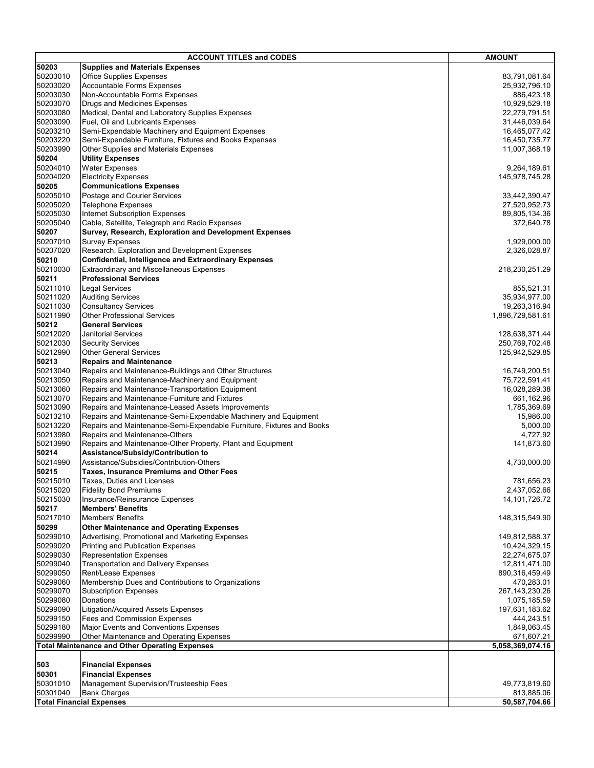| ACCOUNT TITLES and CODES | | AMOUNT |
|---|---|---|
| **50203** | **Supplies and Materials Expenses** | |
| 50203010 | Office Supplies Expenses | 83,791,081.64 |
| 50203020 | Accountable Forms Expenses | 25,932,796.10 |
| 50203030 | Non-Accountable Forms Expenses | 886,423.18 |
| 50203070 | Drugs and Medicines Expenses | 10,929,529.18 |
| 50203080 | Medical, Dental and Laboratory Supplies Expenses | 22,279,791.51 |
| 50203090 | Fuel, Oil and Lubricants Expenses | 31,446,039.64 |
| 50203210 | Semi-Expendable Machinery and Equipment Expenses | 16,465,077.42 |
| 50203220 | Semi-Expendable Furniture, Fixtures and Books Expenses | 16,450,735.77 |
| 50203990 | Other Supplies and Materials Expenses | 11,007,368.19 |
| **50204** | **Utility Expenses** | |
| 50204010 | Water Expenses | 9,264,189.61 |
| 50204020 | Electricity Expenses | 145,978,745.28 |
| **50205** | **Communications Expenses** | |
| 50205010 | Postage and Courier Services | 33,442,390.47 |
| 50205020 | Telephone Expenses | 27,520,952.73 |
| 50205030 | Internet Subscription Expenses | 89,805,134.36 |
| 50205040 | Cable, Satellite, Telegraph and Radio Expenses | 372,640.78 |
| **50207** | **Survey, Research, Exploration and Development Expenses** | |
| 50207010 | Survey Expenses | 1,929,000.00 |
| 50207020 | Research, Exploration and Development Expenses | 2,326,028.87 |
| **50210** | **Confidential, Intelligence and Extraordinary Expenses** | |
| 50210030 | Extraordinary and Miscellaneous Expenses | 218,230,251.29 |
| **50211** | **Professional Services** | |
| 50211010 | Legal Services | 855,521.31 |
| 50211020 | Auditing Services | 35,934,977.00 |
| 50211030 | Consultancy Services | 19,263,316.94 |
| 50211990 | Other Professional Services | 1,896,729,581.61 |
| **50212** | **General Services** | |
| 50212020 | Janitorial Services | 128,638,371.44 |
| 50212030 | Security Services | 250,769,702.48 |
| 50212990 | Other General Services | 125,942,529.85 |
| **50213** | **Repairs and Maintenance** | |
| 50213040 | Repairs and Maintenance-Buildings and Other Structures | 16,749,200.51 |
| 50213050 | Repairs and Maintenance-Machinery and Equipment | 75,722,591.41 |
| 50213060 | Repairs and Maintenance-Transportation Equipment | 16,028,289.38 |
| 50213070 | Repairs and Maintenance-Furniture and Fixtures | 661,162.96 |
| 50213090 | Repairs and Maintenance-Leased Assets Improvements | 1,785,369.69 |
| 50213210 | Repairs and Maintenance-Semi-Expendable Machinery and Equipment | 15,986.00 |
| 50213220 | Repairs and Maintenance-Semi-Expendable Furniture, Fixtures and Books | 5,000.00 |
| 50213980 | Repairs and Maintenance-Others | 4,727.92 |
| 50213990 | Repairs and Maintenance-Other Property, Plant and Equipment | 141,873.60 |
| **50214** | **Assistance/Subsidy/Contribution to** | |
| 50214990 | Assistance/Subsidies/Contribution-Others | 4,730,000.00 |
| **50215** | **Taxes, Insurance Premiums and Other Fees** | |
| 50215010 | Taxes, Duties and Licenses | 781,656.23 |
| 50215020 | Fidelity Bond Premiums | 2,437,052.66 |
| 50215030 | Insurance/Reinsurance Expenses | 14,101,726.72 |
| **50217** | **Members' Benefits** | |
| 50217010 | Members' Benefits | 148,315,549.90 |
| **50299** | **Other Maintenance and Operating Expenses** | |
| 50299010 | Advertising, Promotional and Marketing Expenses | 149,812,588.37 |
| 50299020 | Printing and Publication Expenses | 10,424,329.15 |
| 50299030 | Representation Expenses | 22,274,675.07 |
| 50299040 | Transportation and Delivery Expenses | 12,811,471.00 |
| 50299050 | Rent/Lease Expenses | 890,316,459.49 |
| 50299060 | Membership Dues and Contributions to Organizations | 470,283.01 |
| 50299070 | Subscription Expenses | 267,143,230.26 |
| 50299080 | Donations | 1,075,185.59 |
| 50299090 | Litigation/Acquired Assets Expenses | 197,631,183.62 |
| 50299150 | Fees and Commission Expenses | 444,243.51 |
| 50299180 | Major Events and Conventions Expenses | 1,849,063.45 |
| 50299990 | Other Maintenance and Operating Expenses | 671,607.21 |
| **Total Maintenance and Other Operating Expenses** | | **5,058,369,074.16** |
| | | |
| **503** | **Financial Expenses** | |
| **50301** | **Financial Expenses** | |
| 50301010 | Management Supervision/Trusteeship Fees | 49,773,819.60 |
| 50301040 | Bank Charges | 813,885.06 |
| **Total Financial Expenses** | | **50,587,704.66** |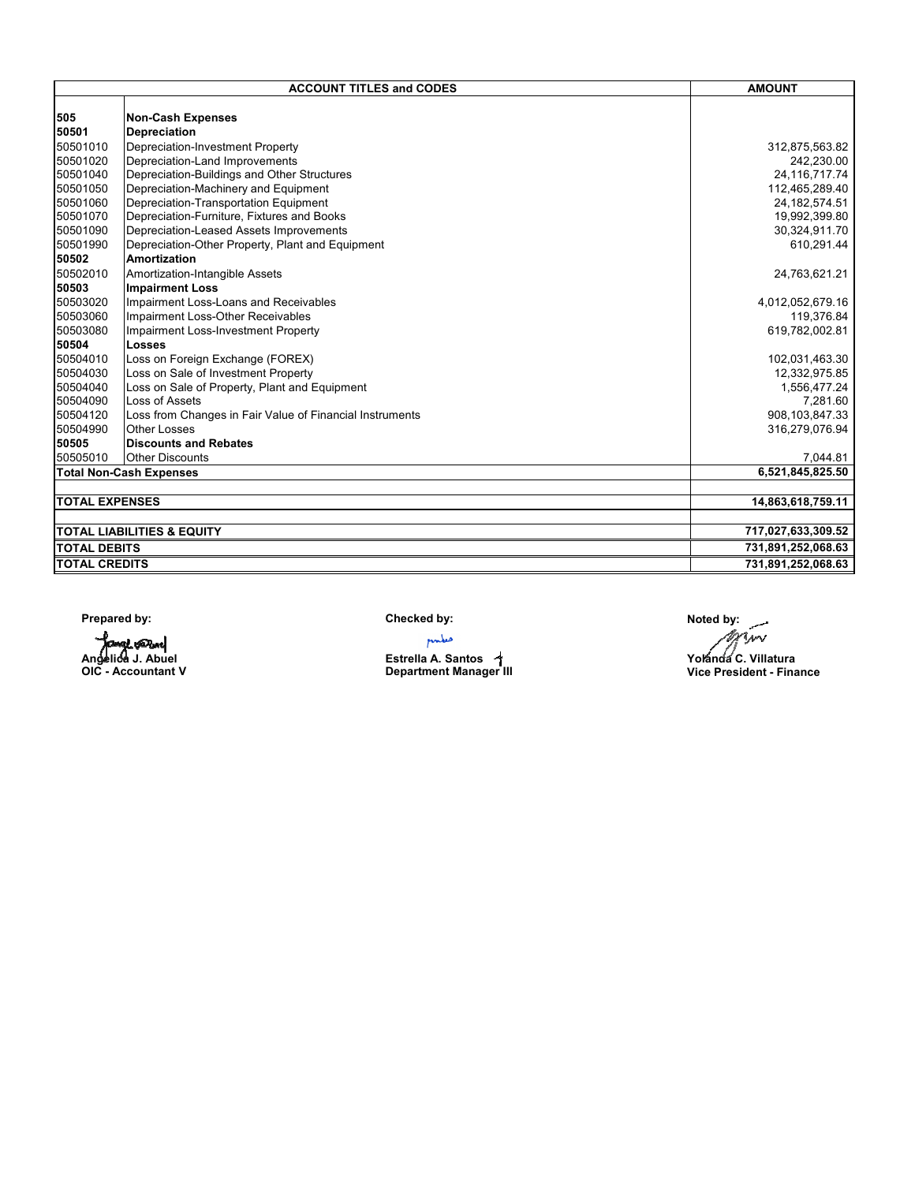| ACCOUNT TITLES and CODES | | AMOUNT |
|---|---|---|
| **505** | **Non-Cash Expenses** | |
| **50501** | **Depreciation** | |
| 50501010 | Depreciation-Investment Property | 312,875,563.82 |
| 50501020 | Depreciation-Land Improvements | 242,230.00 |
| 50501040 | Depreciation-Buildings and Other Structures | 24,116,717.74 |
| 50501050 | Depreciation-Machinery and Equipment | 112,465,289.40 |
| 50501060 | Depreciation-Transportation Equipment | 24,182,574.51 |
| 50501070 | Depreciation-Furniture, Fixtures and Books | 19,992,399.80 |
| 50501090 | Depreciation-Leased Assets Improvements | 30,324,911.70 |
| 50501990 | Depreciation-Other Property, Plant and Equipment | 610,291.44 |
| **50502** | **Amortization** | |
| 50502010 | Amortization-Intangible Assets | 24,763,621.21 |
| **50503** | **Impairment Loss** | |
| 50503020 | Impairment Loss-Loans and Receivables | 4,012,052,679.16 |
| 50503060 | Impairment Loss-Other Receivables | 119,376.84 |
| 50503080 | Impairment Loss-Investment Property | 619,782,002.81 |
| **50504** | **Losses** | |
| 50504010 | Loss on Foreign Exchange (FOREX) | 102,031,463.30 |
| 50504030 | Loss on Sale of Investment Property | 12,332,975.85 |
| 50504040 | Loss on Sale of Property, Plant and Equipment | 1,556,477.24 |
| 50504090 | Loss of Assets | 7,281.60 |
| 50504120 | Loss from Changes in Fair Value of Financial Instruments | 908,103,847.33 |
| 50504990 | Other Losses | 316,279,076.94 |
| **50505** | **Discounts and Rebates** | |
| 50505010 | Other Discounts | 7,044.81 |
| **Total Non-Cash Expenses** | | **6,521,845,825.50** |
| **TOTAL EXPENSES** | | **14,863,618,759.11** |
| **TOTAL LIABILITIES & EQUITY** | | **717,027,633,309.52** |
| **TOTAL DEBITS** | | **731,891,252,068.63** |
| **TOTAL CREDITS** | | **731,891,252,068.63** |

**Prepared by:**

**Angelica J. Abuel**
**OIC - Accountant V**

**Checked by:**

**Estrella A. Santos**
**Department Manager III**

**Noted by:**

**Yolanda C. Villatura**
**Vice President - Finance**